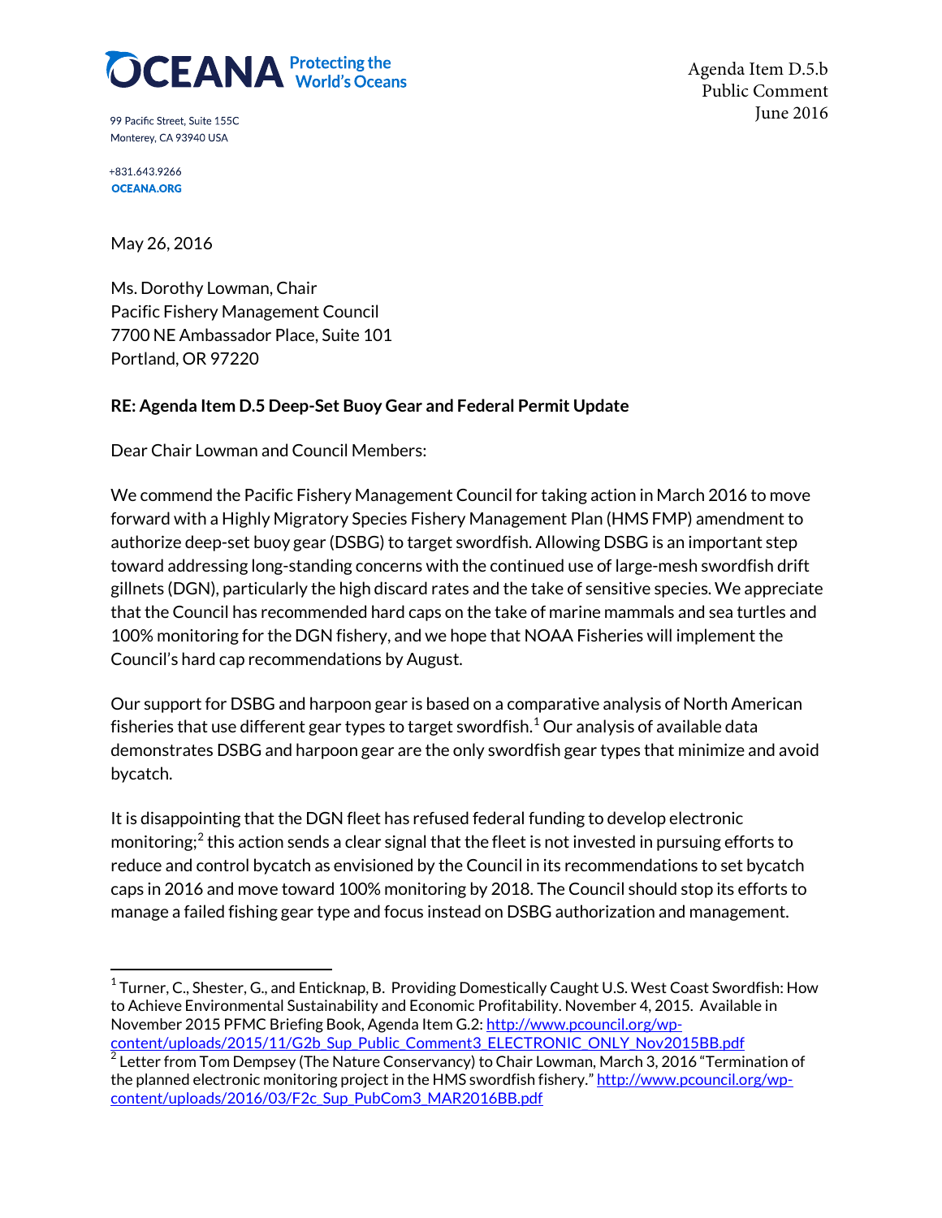OCEANA Protecting the World's Oceans

99 Pacific Street, Suite 155C
Monterey, CA 93940 USA

+831.643.9266
OCEANA.ORG

Agenda Item D.5.b
Public Comment
June 2016

May 26, 2016

Ms. Dorothy Lowman, Chair
Pacific Fishery Management Council
7700 NE Ambassador Place, Suite 101
Portland, OR 97220

**RE: Agenda Item D.5 Deep-Set Buoy Gear and Federal Permit Update**

Dear Chair Lowman and Council Members:

We commend the Pacific Fishery Management Council for taking action in March 2016 to move forward with a Highly Migratory Species Fishery Management Plan (HMS FMP) amendment to authorize deep-set buoy gear (DSBG) to target swordfish. Allowing DSBG is an important step toward addressing long-standing concerns with the continued use of large-mesh swordfish drift gillnets (DGN), particularly the high discard rates and the take of sensitive species. We appreciate that the Council has recommended hard caps on the take of marine mammals and sea turtles and 100% monitoring for the DGN fishery, and we hope that NOAA Fisheries will implement the Council's hard cap recommendations by August.

Our support for DSBG and harpoon gear is based on a comparative analysis of North American fisheries that use different gear types to target swordfish.[1] Our analysis of available data demonstrates DSBG and harpoon gear are the only swordfish gear types that minimize and avoid bycatch.

It is disappointing that the DGN fleet has refused federal funding to develop electronic monitoring;[2] this action sends a clear signal that the fleet is not invested in pursuing efforts to reduce and control bycatch as envisioned by the Council in its recommendations to set bycatch caps in 2016 and move toward 100% monitoring by 2018. The Council should stop its efforts to manage a failed fishing gear type and focus instead on DSBG authorization and management.

---

[1] Turner, C., Shester, G., and Enticknap, B. Providing Domestically Caught U.S. West Coast Swordfish: How to Achieve Environmental Sustainability and Economic Profitability. November 4, 2015. Available in November 2015 PFMC Briefing Book, Agenda Item G.2: http://www.pcouncil.org/wp-content/uploads/2015/11/G2b_Sup_Public_Comment3_ELECTRONIC_ONLY_Nov2015BB.pdf

[2] Letter from Tom Dempsey (The Nature Conservancy) to Chair Lowman, March 3, 2016 "Termination of the planned electronic monitoring project in the HMS swordfish fishery." http://www.pcouncil.org/wp-content/uploads/2016/03/F2c_Sup_PubCom3_MAR2016BB.pdf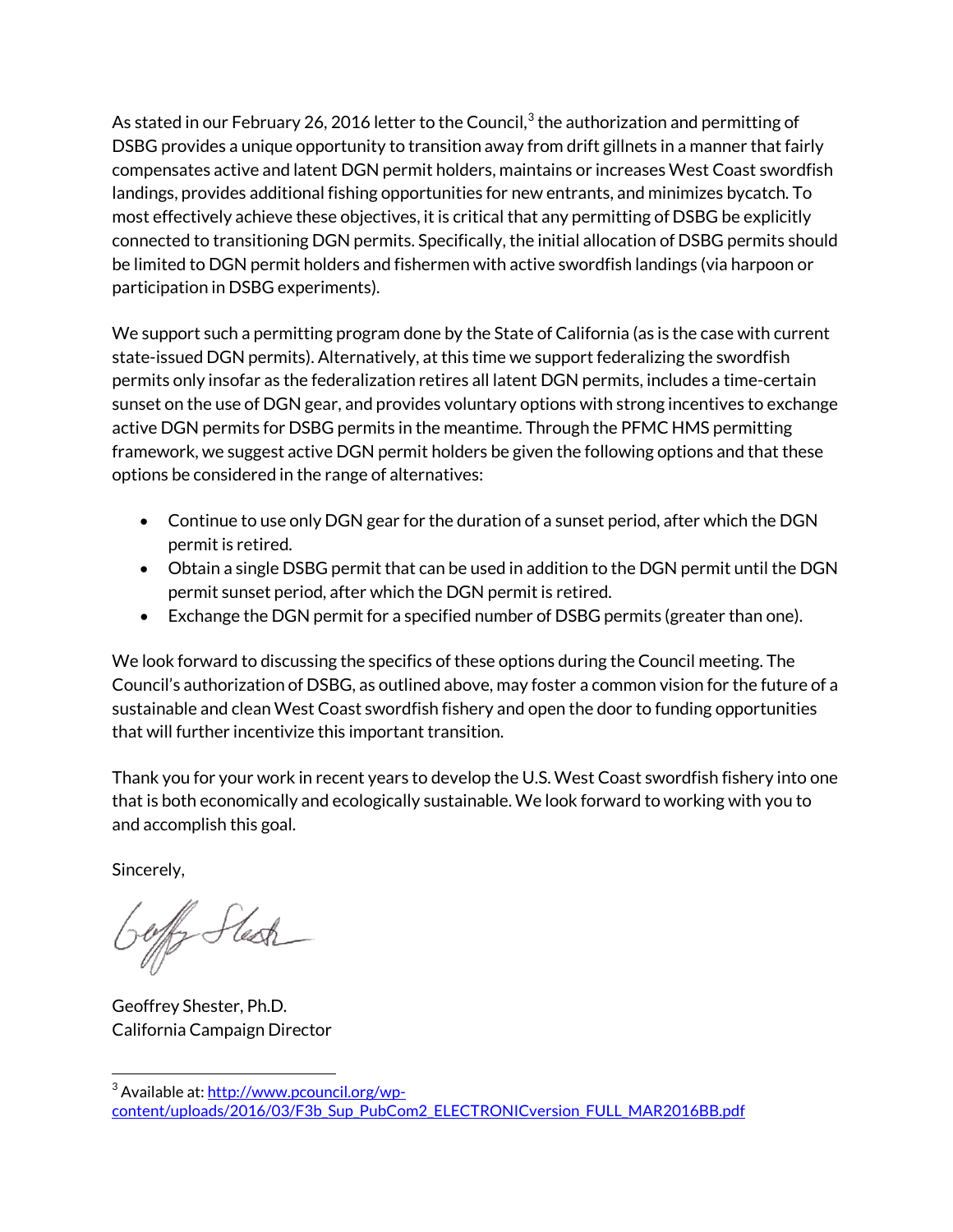As stated in our February 26, 2016 letter to the Council,[3] the authorization and permitting of DSBG provides a unique opportunity to transition away from drift gillnets in a manner that fairly compensates active and latent DGN permit holders, maintains or increases West Coast swordfish landings, provides additional fishing opportunities for new entrants, and minimizes bycatch. To most effectively achieve these objectives, it is critical that any permitting of DSBG be explicitly connected to transitioning DGN permits. Specifically, the initial allocation of DSBG permits should be limited to DGN permit holders and fishermen with active swordfish landings (via harpoon or participation in DSBG experiments).

We support such a permitting program done by the State of California (as is the case with current state-issued DGN permits). Alternatively, at this time we support federalizing the swordfish permits only insofar as the federalization retires all latent DGN permits, includes a time-certain sunset on the use of DGN gear, and provides voluntary options with strong incentives to exchange active DGN permits for DSBG permits in the meantime. Through the PFMC HMS permitting framework, we suggest active DGN permit holders be given the following options and that these options be considered in the range of alternatives:

- Continue to use only DGN gear for the duration of a sunset period, after which the DGN permit is retired.
- Obtain a single DSBG permit that can be used in addition to the DGN permit until the DGN permit sunset period, after which the DGN permit is retired.
- Exchange the DGN permit for a specified number of DSBG permits (greater than one).

We look forward to discussing the specifics of these options during the Council meeting. The Council's authorization of DSBG, as outlined above, may foster a common vision for the future of a sustainable and clean West Coast swordfish fishery and open the door to funding opportunities that will further incentivize this important transition.

Thank you for your work in recent years to develop the U.S. West Coast swordfish fishery into one that is both economically and ecologically sustainable. We look forward to working with you to and accomplish this goal.

Sincerely,

Geoffrey Shester, Ph.D.
California Campaign Director

[3] Available at: http://www.pcouncil.org/wp-content/uploads/2016/03/F3b_Sup_PubCom2_ELECTRONICversion_FULL_MAR2016BB.pdf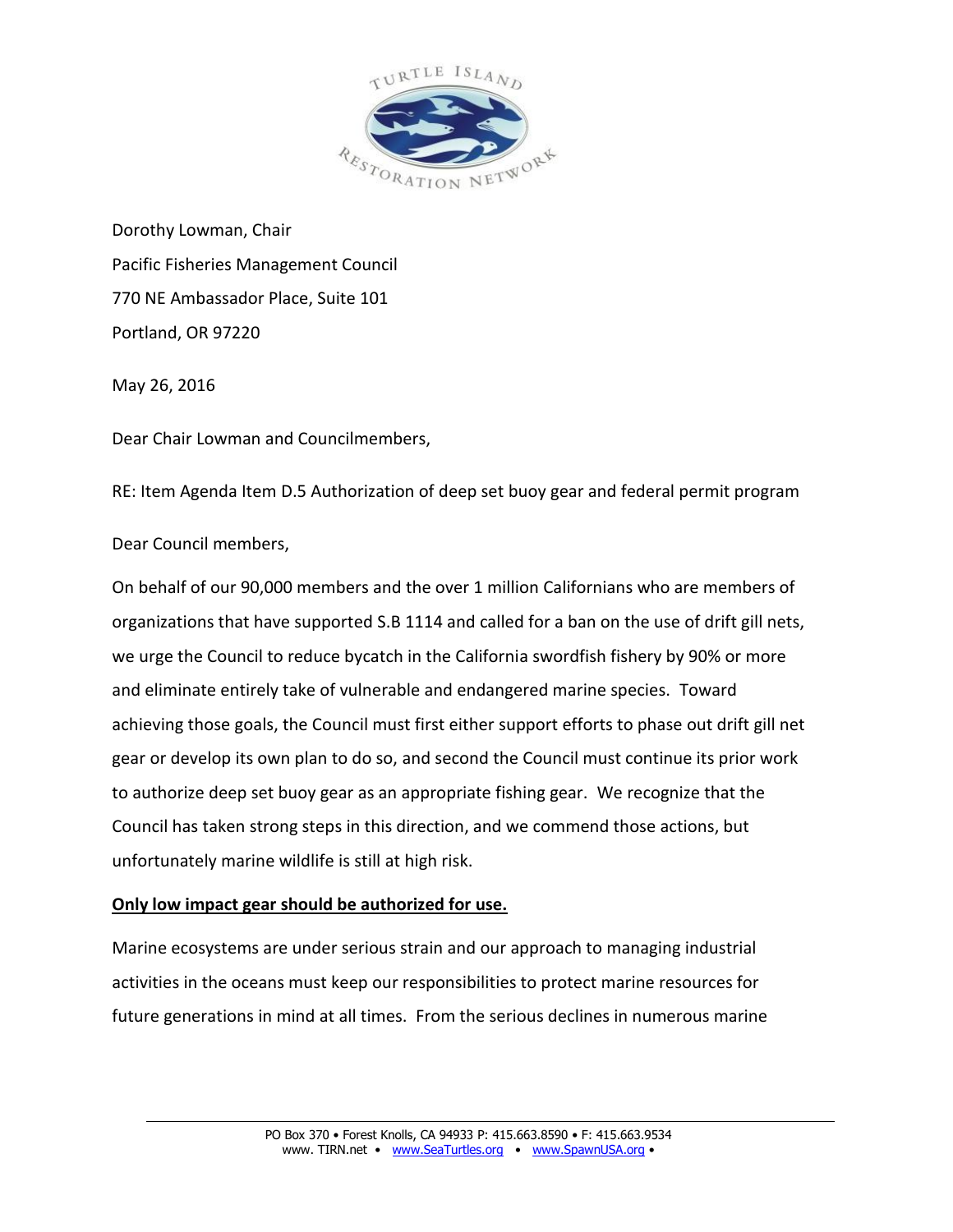Dorothy Lowman, Chair

Pacific Fisheries Management Council

770 NE Ambassador Place, Suite 101

Portland, OR 97220

May 26, 2016

Dear Chair Lowman and Councilmembers,

RE: Item Agenda Item D.5 Authorization of deep set buoy gear and federal permit program

Dear Council members,

On behalf of our 90,000 members and the over 1 million Californians who are members of organizations that have supported S.B 1114 and called for a ban on the use of drift gill nets, we urge the Council to reduce bycatch in the California swordfish fishery by 90% or more and eliminate entirely take of vulnerable and endangered marine species. Toward achieving those goals, the Council must first either support efforts to phase out drift gill net gear or develop its own plan to do so, and second the Council must continue its prior work to authorize deep set buoy gear as an appropriate fishing gear. We recognize that the Council has taken strong steps in this direction, and we commend those actions, but unfortunately marine wildlife is still at high risk.

**Only low impact gear should be authorized for use.**

Marine ecosystems are under serious strain and our approach to managing industrial activities in the oceans must keep our responsibilities to protect marine resources for future generations in mind at all times. From the serious declines in numerous marine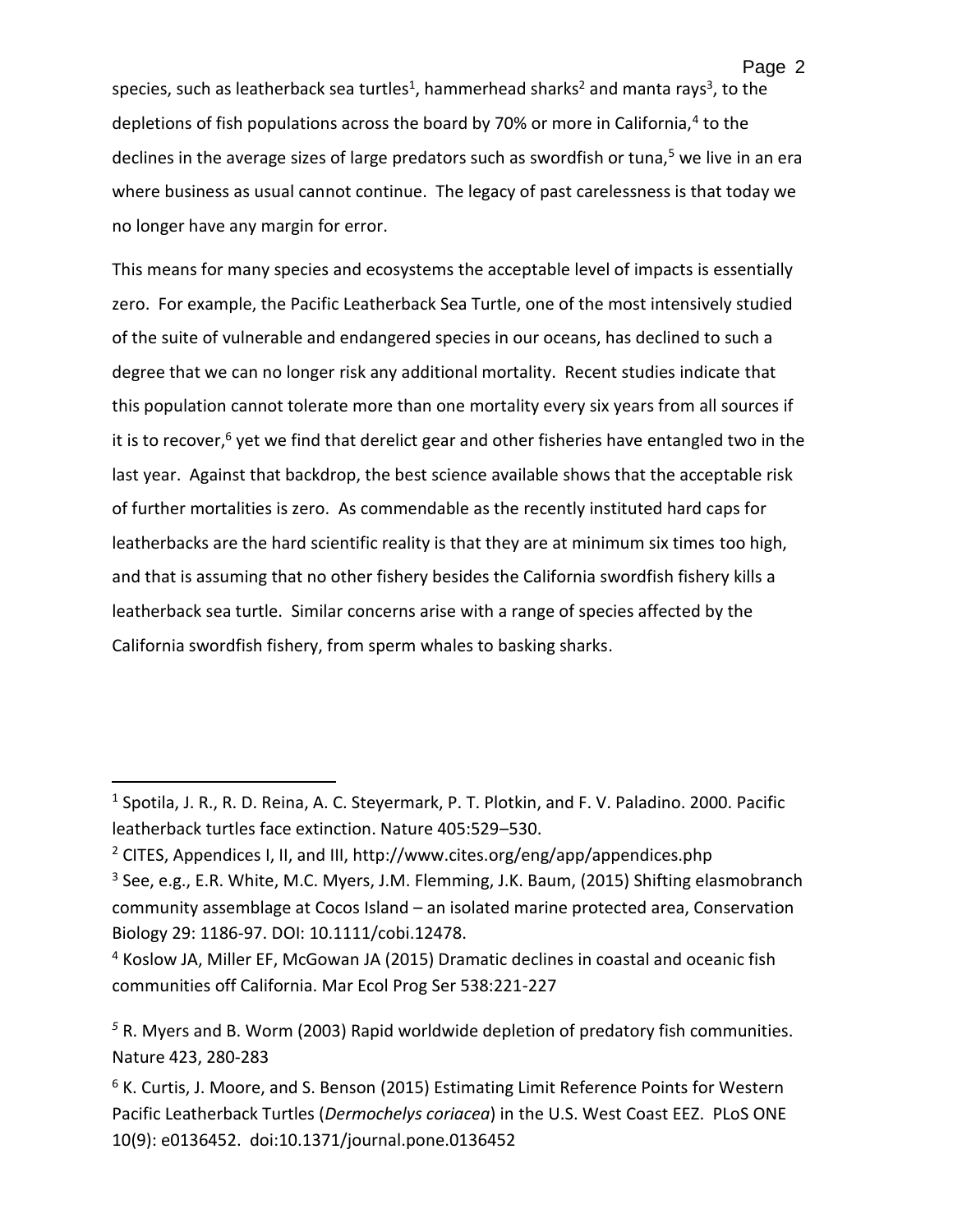species, such as leatherback sea turtles[1], hammerhead sharks[2] and manta rays[3], to the depletions of fish populations across the board by 70% or more in California,[4] to the declines in the average sizes of large predators such as swordfish or tuna,[5] we live in an era where business as usual cannot continue. The legacy of past carelessness is that today we no longer have any margin for error.

This means for many species and ecosystems the acceptable level of impacts is essentially zero. For example, the Pacific Leatherback Sea Turtle, one of the most intensively studied of the suite of vulnerable and endangered species in our oceans, has declined to such a degree that we can no longer risk any additional mortality. Recent studies indicate that this population cannot tolerate more than one mortality every six years from all sources if it is to recover,[6] yet we find that derelict gear and other fisheries have entangled two in the last year. Against that backdrop, the best science available shows that the acceptable risk of further mortalities is zero. As commendable as the recently instituted hard caps for leatherbacks are the hard scientific reality is that they are at minimum six times too high, and that is assuming that no other fishery besides the California swordfish fishery kills a leatherback sea turtle. Similar concerns arise with a range of species affected by the California swordfish fishery, from sperm whales to basking sharks.

---

[1] Spotila, J. R., R. D. Reina, A. C. Steyermark, P. T. Plotkin, and F. V. Paladino. 2000. Pacific leatherback turtles face extinction. Nature 405:529–530.

[2] CITES, Appendices I, II, and III, http://www.cites.org/eng/app/appendices.php

[3] See, e.g., E.R. White, M.C. Myers, J.M. Flemming, J.K. Baum, (2015) Shifting elasmobranch community assemblage at Cocos Island – an isolated marine protected area, Conservation Biology 29: 1186-97. DOI: 10.1111/cobi.12478.

[4] Koslow JA, Miller EF, McGowan JA (2015) Dramatic declines in coastal and oceanic fish communities off California. Mar Ecol Prog Ser 538:221-227

[5] R. Myers and B. Worm (2003) Rapid worldwide depletion of predatory fish communities. Nature 423, 280-283

[6] K. Curtis, J. Moore, and S. Benson (2015) Estimating Limit Reference Points for Western Pacific Leatherback Turtles (*Dermochelys coriacea*) in the U.S. West Coast EEZ. PLoS ONE 10(9): e0136452. doi:10.1371/journal.pone.0136452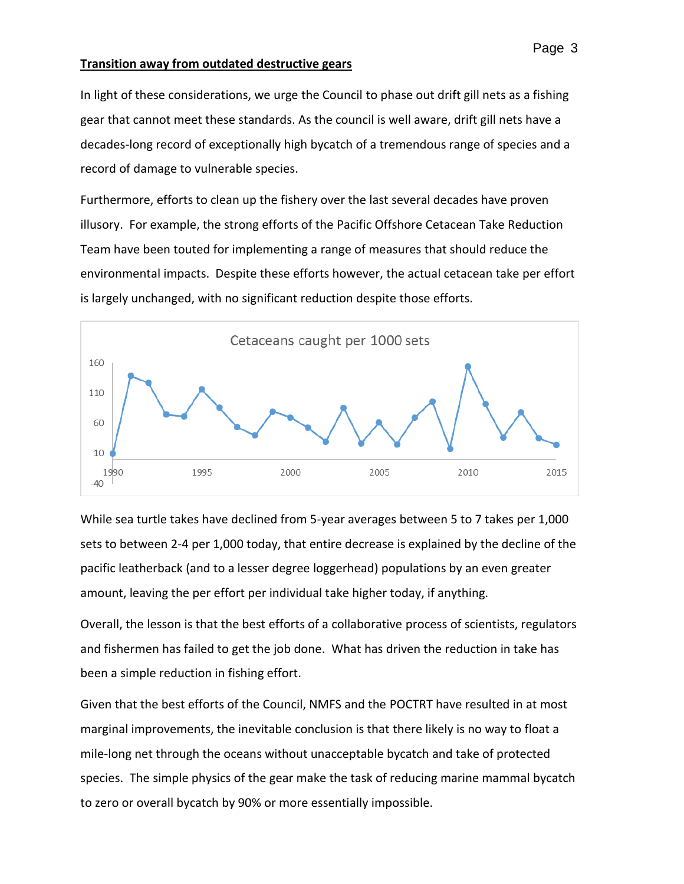**Transition away from outdated destructive gears**

In light of these considerations, we urge the Council to phase out drift gill nets as a fishing gear that cannot meet these standards. As the council is well aware, drift gill nets have a decades-long record of exceptionally high bycatch of a tremendous range of species and a record of damage to vulnerable species.

Furthermore, efforts to clean up the fishery over the last several decades have proven illusory. For example, the strong efforts of the Pacific Offshore Cetacean Take Reduction Team have been touted for implementing a range of measures that should reduce the environmental impacts. Despite these efforts however, the actual cetacean take per effort is largely unchanged, with no significant reduction despite those efforts.

Cetaceans caught per 1000 sets

While sea turtle takes have declined from 5-year averages between 5 to 7 takes per 1,000 sets to between 2-4 per 1,000 today, that entire decrease is explained by the decline of the pacific leatherback (and to a lesser degree loggerhead) populations by an even greater amount, leaving the per effort per individual take higher today, if anything.

Overall, the lesson is that the best efforts of a collaborative process of scientists, regulators and fishermen has failed to get the job done. What has driven the reduction in take has been a simple reduction in fishing effort.

Given that the best efforts of the Council, NMFS and the POCTRT have resulted in at most marginal improvements, the inevitable conclusion is that there likely is no way to float a mile-long net through the oceans without unacceptable bycatch and take of protected species. The simple physics of the gear make the task of reducing marine mammal bycatch to zero or overall bycatch by 90% or more essentially impossible.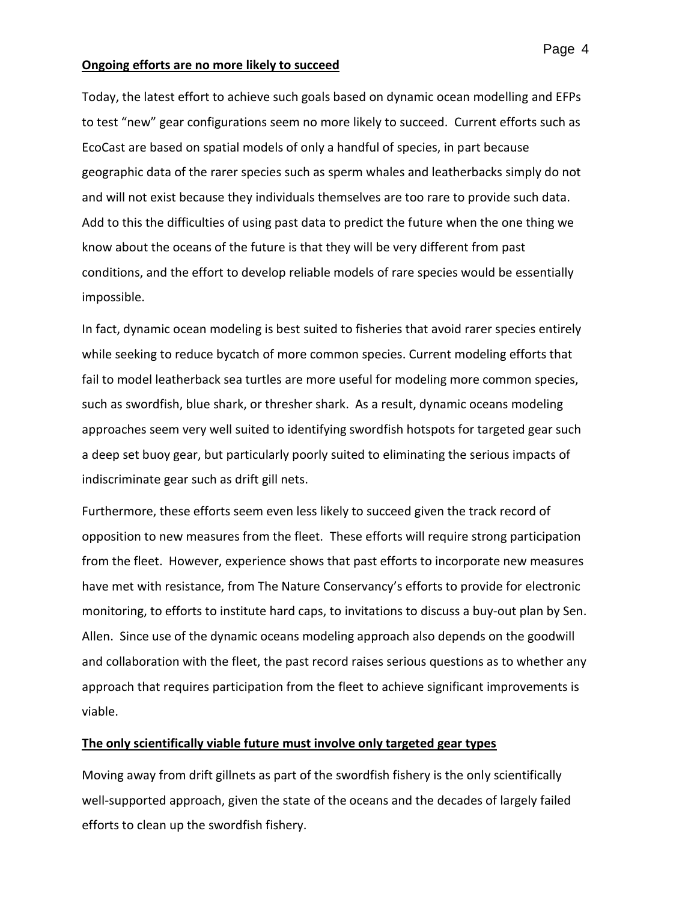**Ongoing efforts are no more likely to succeed**

Today, the latest effort to achieve such goals based on dynamic ocean modelling and EFPs to test "new" gear configurations seem no more likely to succeed. Current efforts such as EcoCast are based on spatial models of only a handful of species, in part because geographic data of the rarer species such as sperm whales and leatherbacks simply do not and will not exist because they individuals themselves are too rare to provide such data. Add to this the difficulties of using past data to predict the future when the one thing we know about the oceans of the future is that they will be very different from past conditions, and the effort to develop reliable models of rare species would be essentially impossible.

In fact, dynamic ocean modeling is best suited to fisheries that avoid rarer species entirely while seeking to reduce bycatch of more common species. Current modeling efforts that fail to model leatherback sea turtles are more useful for modeling more common species, such as swordfish, blue shark, or thresher shark. As a result, dynamic oceans modeling approaches seem very well suited to identifying swordfish hotspots for targeted gear such a deep set buoy gear, but particularly poorly suited to eliminating the serious impacts of indiscriminate gear such as drift gill nets.

Furthermore, these efforts seem even less likely to succeed given the track record of opposition to new measures from the fleet. These efforts will require strong participation from the fleet. However, experience shows that past efforts to incorporate new measures have met with resistance, from The Nature Conservancy's efforts to provide for electronic monitoring, to efforts to institute hard caps, to invitations to discuss a buy-out plan by Sen. Allen. Since use of the dynamic oceans modeling approach also depends on the goodwill and collaboration with the fleet, the past record raises serious questions as to whether any approach that requires participation from the fleet to achieve significant improvements is viable.

**The only scientifically viable future must involve only targeted gear types**

Moving away from drift gillnets as part of the swordfish fishery is the only scientifically well-supported approach, given the state of the oceans and the decades of largely failed efforts to clean up the swordfish fishery.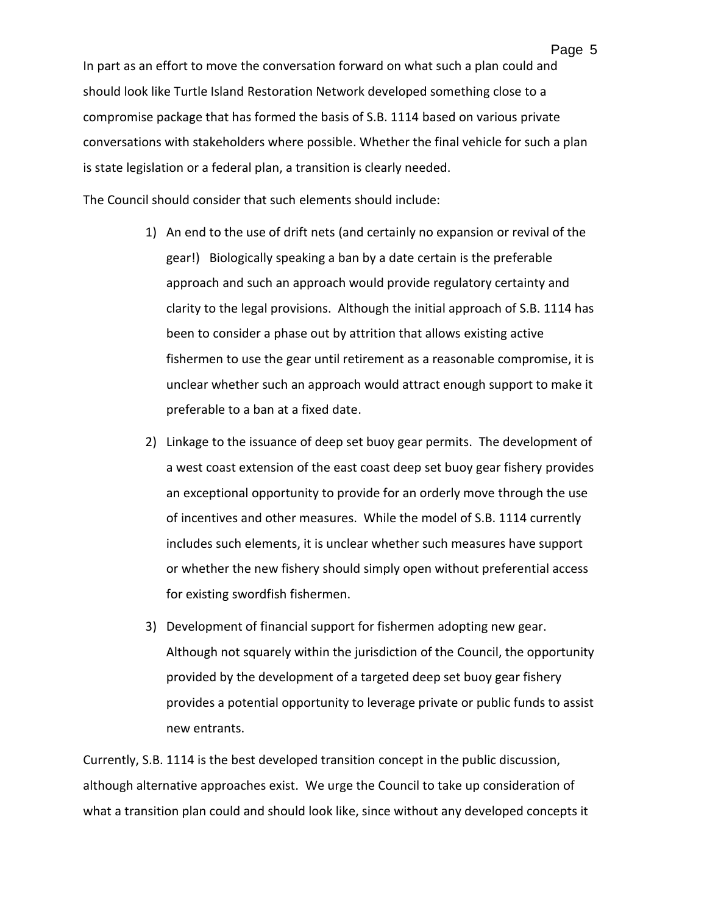In part as an effort to move the conversation forward on what such a plan could and should look like Turtle Island Restoration Network developed something close to a compromise package that has formed the basis of S.B. 1114 based on various private conversations with stakeholders where possible. Whether the final vehicle for such a plan is state legislation or a federal plan, a transition is clearly needed.

The Council should consider that such elements should include:

1) An end to the use of drift nets (and certainly no expansion or revival of the gear!) Biologically speaking a ban by a date certain is the preferable approach and such an approach would provide regulatory certainty and clarity to the legal provisions. Although the initial approach of S.B. 1114 has been to consider a phase out by attrition that allows existing active fishermen to use the gear until retirement as a reasonable compromise, it is unclear whether such an approach would attract enough support to make it preferable to a ban at a fixed date.

2) Linkage to the issuance of deep set buoy gear permits. The development of a west coast extension of the east coast deep set buoy gear fishery provides an exceptional opportunity to provide for an orderly move through the use of incentives and other measures. While the model of S.B. 1114 currently includes such elements, it is unclear whether such measures have support or whether the new fishery should simply open without preferential access for existing swordfish fishermen.

3) Development of financial support for fishermen adopting new gear. Although not squarely within the jurisdiction of the Council, the opportunity provided by the development of a targeted deep set buoy gear fishery provides a potential opportunity to leverage private or public funds to assist new entrants.

Currently, S.B. 1114 is the best developed transition concept in the public discussion, although alternative approaches exist. We urge the Council to take up consideration of what a transition plan could and should look like, since without any developed concepts it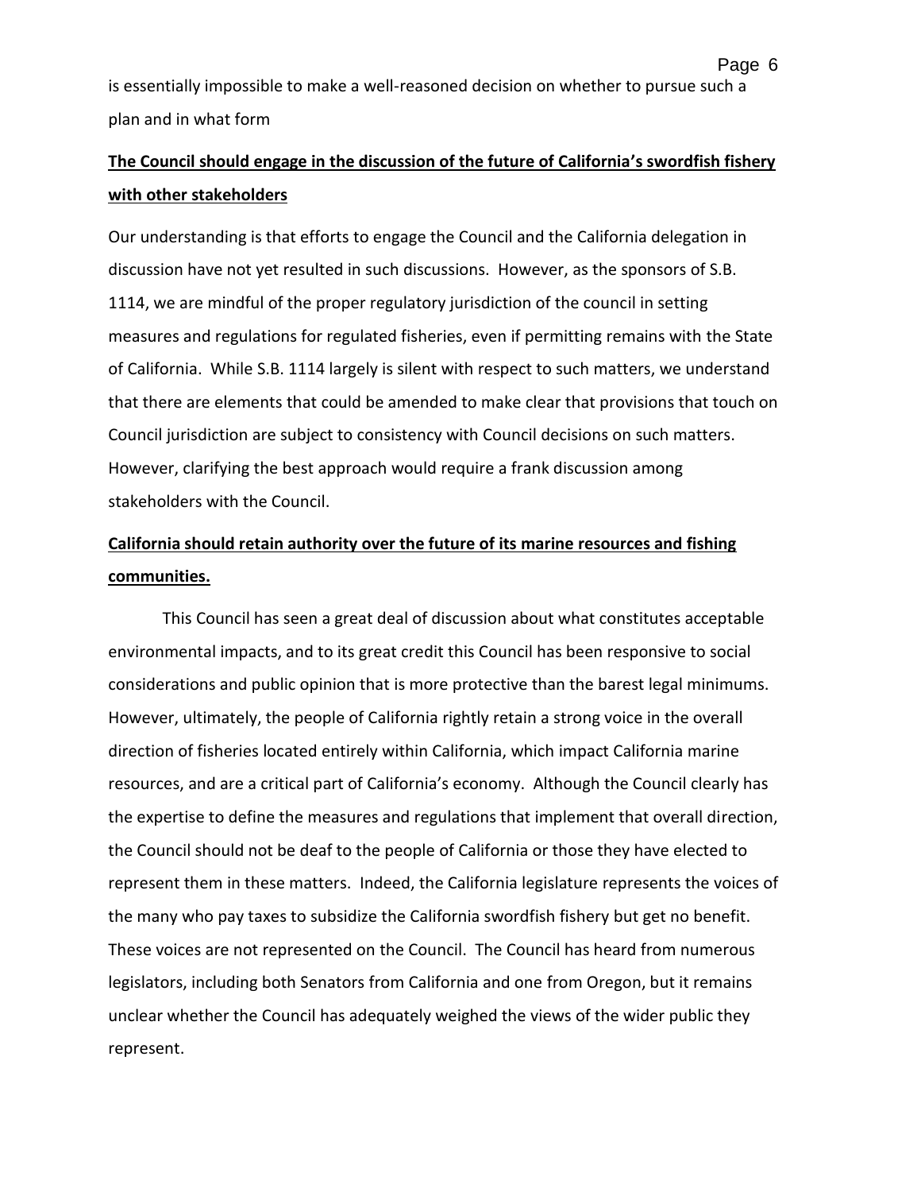is essentially impossible to make a well-reasoned decision on whether to pursue such a plan and in what form

**<u>The Council should engage in the discussion of the future of California's swordfish fishery with other stakeholders</u>**

Our understanding is that efforts to engage the Council and the California delegation in discussion have not yet resulted in such discussions. However, as the sponsors of S.B. 1114, we are mindful of the proper regulatory jurisdiction of the council in setting measures and regulations for regulated fisheries, even if permitting remains with the State of California. While S.B. 1114 largely is silent with respect to such matters, we understand that there are elements that could be amended to make clear that provisions that touch on Council jurisdiction are subject to consistency with Council decisions on such matters. However, clarifying the best approach would require a frank discussion among stakeholders with the Council.

**<u>California should retain authority over the future of its marine resources and fishing communities.</u>**

This Council has seen a great deal of discussion about what constitutes acceptable environmental impacts, and to its great credit this Council has been responsive to social considerations and public opinion that is more protective than the barest legal minimums. However, ultimately, the people of California rightly retain a strong voice in the overall direction of fisheries located entirely within California, which impact California marine resources, and are a critical part of California's economy. Although the Council clearly has the expertise to define the measures and regulations that implement that overall direction, the Council should not be deaf to the people of California or those they have elected to represent them in these matters. Indeed, the California legislature represents the voices of the many who pay taxes to subsidize the California swordfish fishery but get no benefit. These voices are not represented on the Council. The Council has heard from numerous legislators, including both Senators from California and one from Oregon, but it remains unclear whether the Council has adequately weighed the views of the wider public they represent.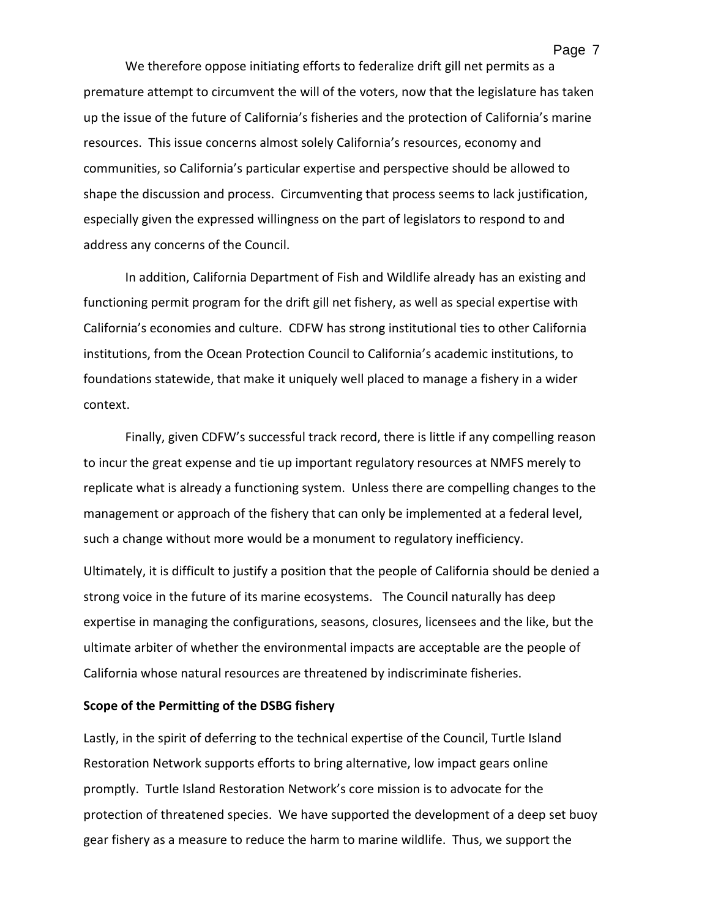We therefore oppose initiating efforts to federalize drift gill net permits as a premature attempt to circumvent the will of the voters, now that the legislature has taken up the issue of the future of California's fisheries and the protection of California's marine resources. This issue concerns almost solely California's resources, economy and communities, so California's particular expertise and perspective should be allowed to shape the discussion and process. Circumventing that process seems to lack justification, especially given the expressed willingness on the part of legislators to respond to and address any concerns of the Council.

In addition, California Department of Fish and Wildlife already has an existing and functioning permit program for the drift gill net fishery, as well as special expertise with California's economies and culture. CDFW has strong institutional ties to other California institutions, from the Ocean Protection Council to California's academic institutions, to foundations statewide, that make it uniquely well placed to manage a fishery in a wider context.

Finally, given CDFW's successful track record, there is little if any compelling reason to incur the great expense and tie up important regulatory resources at NMFS merely to replicate what is already a functioning system. Unless there are compelling changes to the management or approach of the fishery that can only be implemented at a federal level, such a change without more would be a monument to regulatory inefficiency.

Ultimately, it is difficult to justify a position that the people of California should be denied a strong voice in the future of its marine ecosystems. The Council naturally has deep expertise in managing the configurations, seasons, closures, licensees and the like, but the ultimate arbiter of whether the environmental impacts are acceptable are the people of California whose natural resources are threatened by indiscriminate fisheries.

**Scope of the Permitting of the DSBG fishery**

Lastly, in the spirit of deferring to the technical expertise of the Council, Turtle Island Restoration Network supports efforts to bring alternative, low impact gears online promptly. Turtle Island Restoration Network's core mission is to advocate for the protection of threatened species. We have supported the development of a deep set buoy gear fishery as a measure to reduce the harm to marine wildlife. Thus, we support the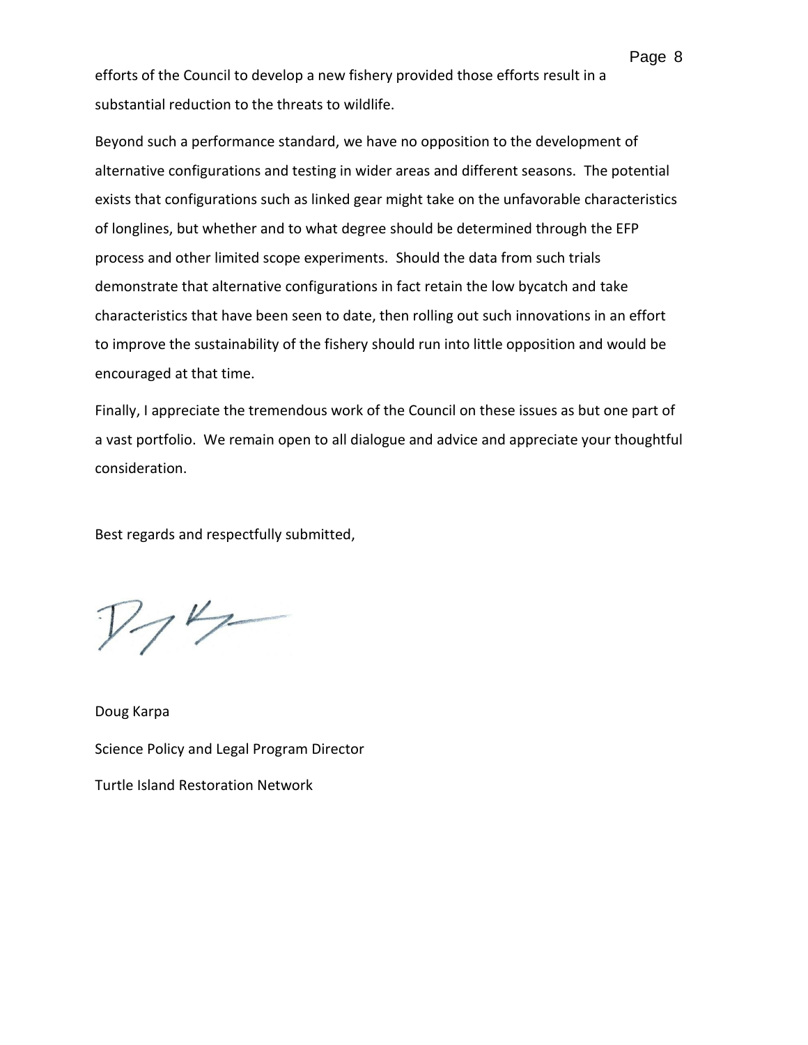efforts of the Council to develop a new fishery provided those efforts result in a substantial reduction to the threats to wildlife.

Beyond such a performance standard, we have no opposition to the development of alternative configurations and testing in wider areas and different seasons. The potential exists that configurations such as linked gear might take on the unfavorable characteristics of longlines, but whether and to what degree should be determined through the EFP process and other limited scope experiments. Should the data from such trials demonstrate that alternative configurations in fact retain the low bycatch and take characteristics that have been seen to date, then rolling out such innovations in an effort to improve the sustainability of the fishery should run into little opposition and would be encouraged at that time.

Finally, I appreciate the tremendous work of the Council on these issues as but one part of a vast portfolio. We remain open to all dialogue and advice and appreciate your thoughtful consideration.

Best regards and respectfully submitted,

Doug Karpa

Science Policy and Legal Program Director

Turtle Island Restoration Network